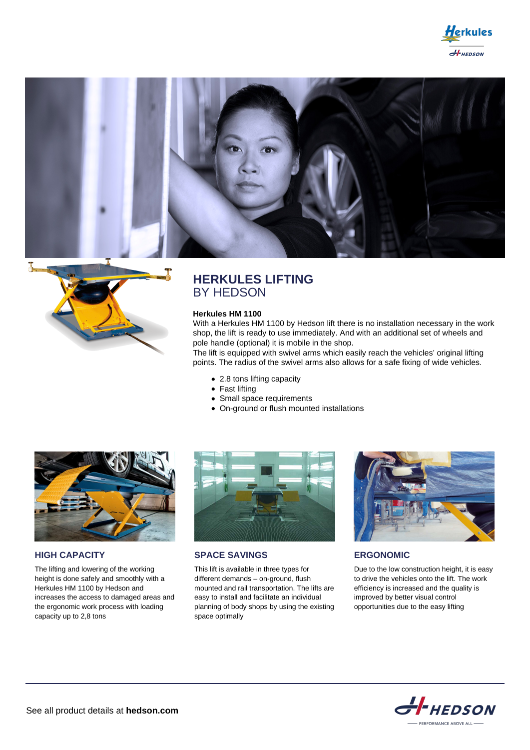# HERKULES LIFTING
## BY HEDSON

**Herkules HM 1100**

With a Herkules HM 1100 by Hedson lift there is no installation necessary in the work shop, the lift is ready to use immediately. And with an additional set of wheels and pole handle (optional) it is mobile in the shop.
The lift is equipped with swivel arms which easily reach the vehicles' original lifting points. The radius of the swivel arms also allows for a safe fixing of wide vehicles.

- 2.8 tons lifting capacity
- Fast lifting
- Small space requirements
- On-ground or flush mounted installations

### HIGH CAPACITY

The lifting and lowering of the working height is done safely and smoothly with a Herkules HM 1100 by Hedson and increases the access to damaged areas and the ergonomic work process with loading capacity up to 2,8 tons

### SPACE SAVINGS

This lift is available in three types for different demands – on-ground, flush mounted and rail transportation. The lifts are easy to install and facilitate an individual planning of body shops by using the existing space optimally

### ERGONOMIC

Due to the low construction height, it is easy to drive the vehicles onto the lift. The work efficiency is increased and the quality is improved by better visual control opportunities due to the easy lifting

See all product details at **hedson.com**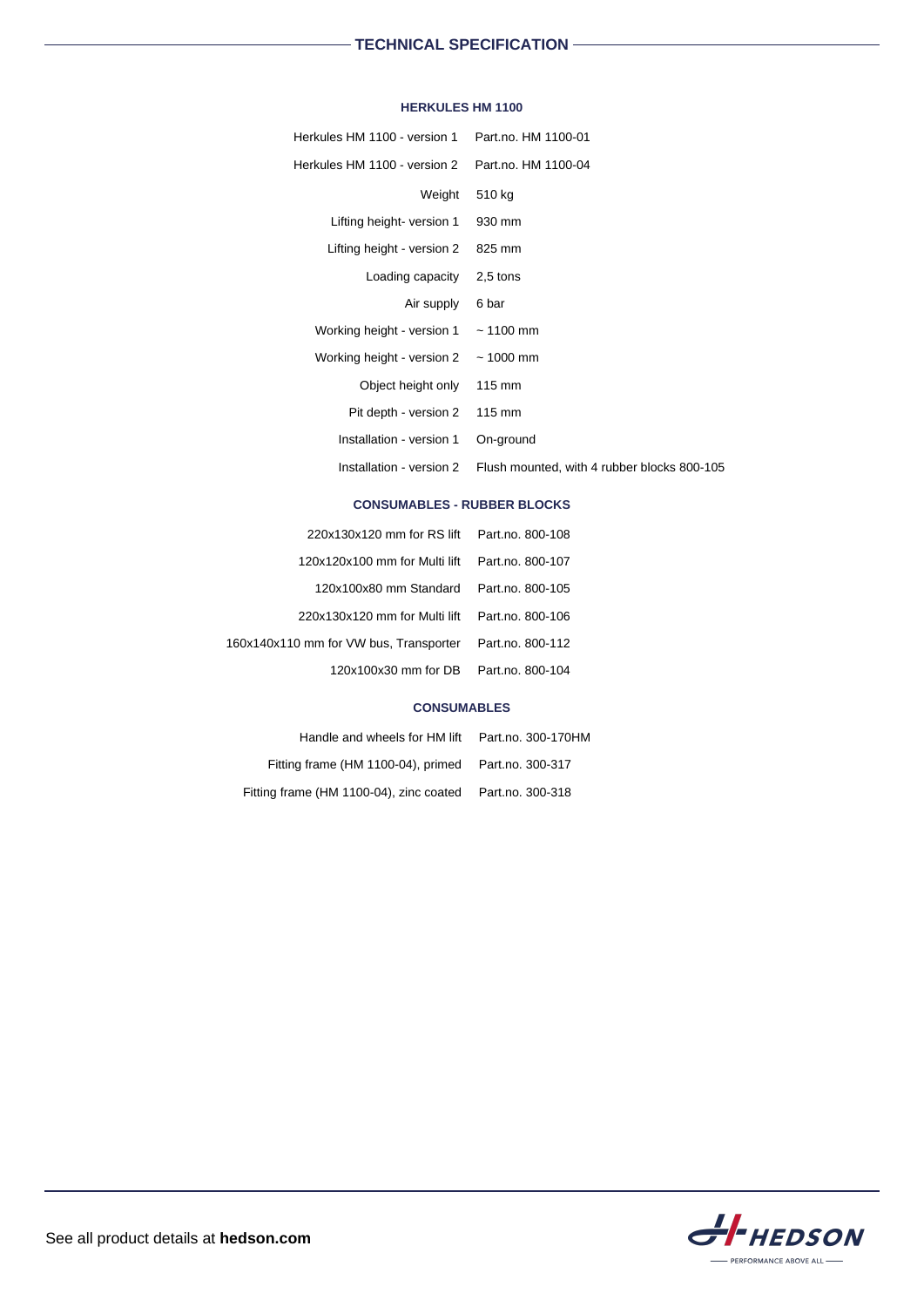## TECHNICAL SPECIFICATION

### HERKULES HM 1100

| | |
|---|---|
| Herkules HM 1100 - version 1 | Part.no. HM 1100-01 |
| Herkules HM 1100 - version 2 | Part.no. HM 1100-04 |
| Weight | 510 kg |
| Lifting height- version 1 | 930 mm |
| Lifting height - version 2 | 825 mm |
| Loading capacity | 2,5 tons |
| Air supply | 6 bar |
| Working height - version 1 | ~ 1100 mm |
| Working height - version 2 | ~ 1000 mm |
| Object height only | 115 mm |
| Pit depth - version 2 | 115 mm |
| Installation - version 1 | On-ground |
| Installation - version 2 | Flush mounted, with 4 rubber blocks 800-105 |

### CONSUMABLES - RUBBER BLOCKS

| | |
|---|---|
| 220x130x120 mm for RS lift | Part.no. 800-108 |
| 120x120x100 mm for Multi lift | Part.no. 800-107 |
| 120x100x80 mm Standard | Part.no. 800-105 |
| 220x130x120 mm for Multi lift | Part.no. 800-106 |
| 160x140x110 mm for VW bus, Transporter | Part.no. 800-112 |
| 120x100x30 mm for DB | Part.no. 800-104 |

### CONSUMABLES

| | |
|---|---|
| Handle and wheels for HM lift | Part.no. 300-170HM |
| Fitting frame (HM 1100-04), primed | Part.no. 300-317 |
| Fitting frame (HM 1100-04), zinc coated | Part.no. 300-318 |

See all product details at **hedson.com**

HEDSON — PERFORMANCE ABOVE ALL